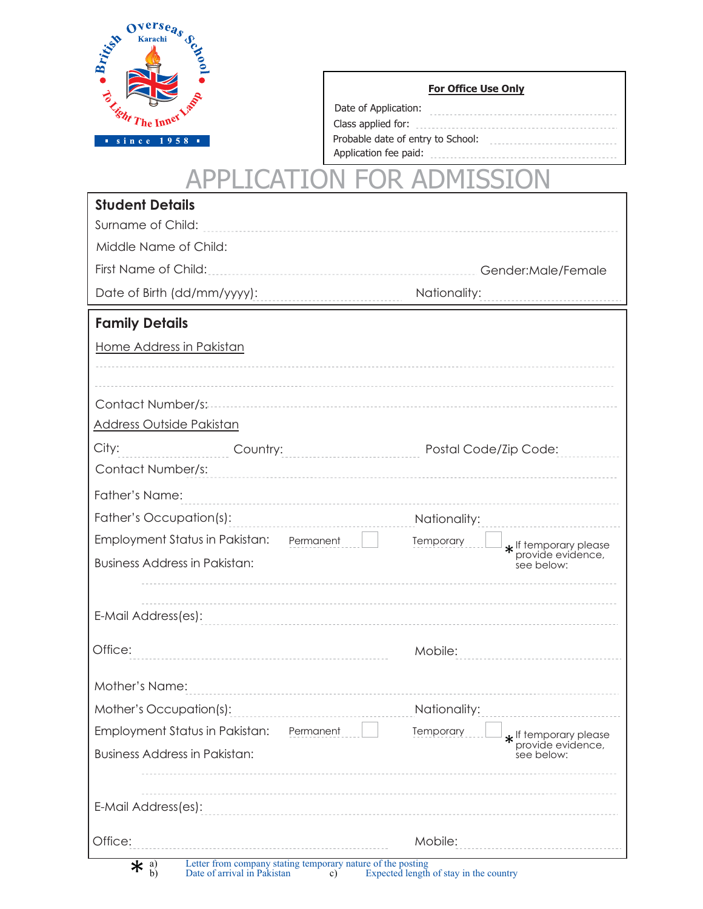British Overseas School
Karachi
To Light The Inner Lamp
since 1958

**For Office Use Only**

Date of Application: ..........................................

Class applied for: ..........................................

Probable date of entry to School: ..........................................

Application fee paid: ..........................................

# APPLICATION FOR ADMISSION

## Student Details

Surname of Child: ..........................................

Middle Name of Child:

First Name of Child: .......................................... Gender:Male/Female

Date of Birth (dd/mm/yyyy): .......................................... Nationality: ..........................................

## Family Details

Home Address in Pakistan

..........................................

..........................................

Contact Number/s: ..........................................

Address Outside Pakistan

City: .......................... Country: .......................... Postal Code/Zip Code: ..........................

Contact Number/s: ..........................................

Father's Name: ..........................................

Father's Occupation(s): .......................................... Nationality: ..........................................

Employment Status in Pakistan: Permanent ☐ Temporary ☐ * If temporary please provide evidence, see below:

Business Address in Pakistan:

..........................................

..........................................

E-Mail Address(es): ..........................................

Office: .......................................... Mobile: ..........................................

Mother's Name: ..........................................

Mother's Occupation(s): .......................................... Nationality: ..........................................

Employment Status in Pakistan: Permanent ☐ Temporary ☐ * If temporary please provide evidence, see below:

Business Address in Pakistan:

..........................................

..........................................

E-Mail Address(es): ..........................................

Office: .......................................... Mobile: ..........................................

\* a) Letter from company stating temporary nature of the posting
b) Date of arrival in Pakistan c) Expected length of stay in the country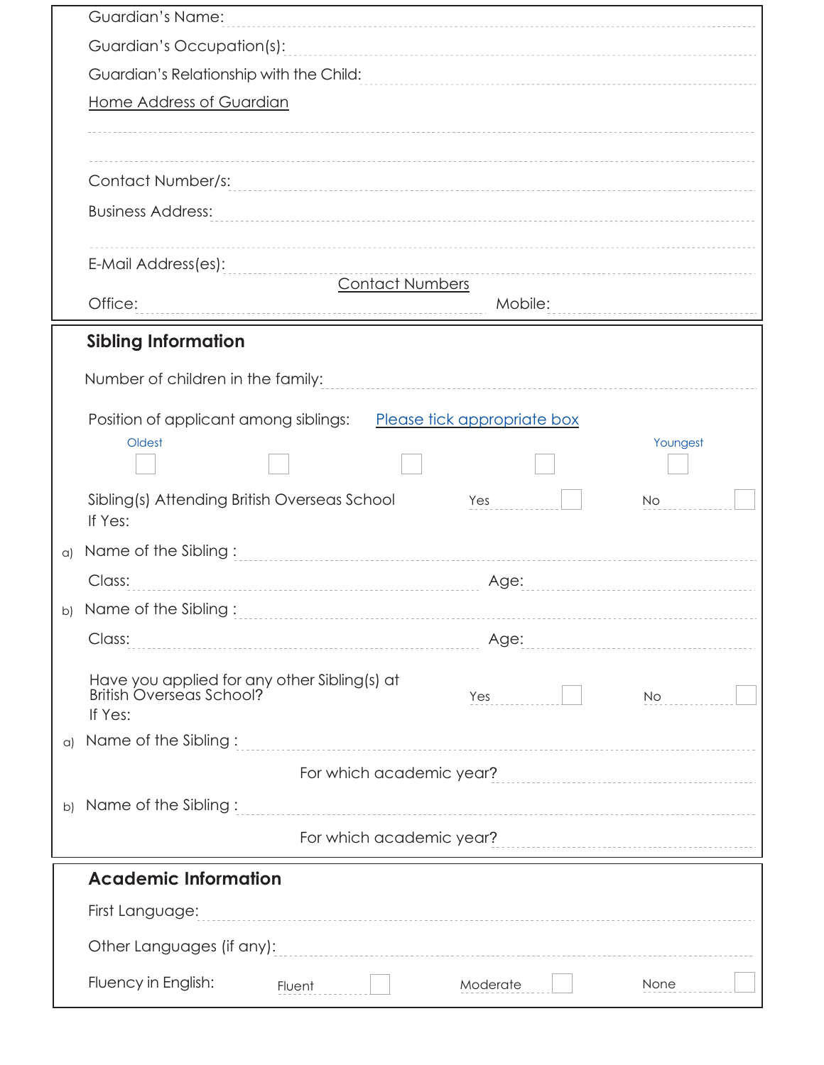Guardian's Name:

Guardian's Occupation(s):

Guardian's Relationship with the Child:

Home Address of Guardian

Contact Number/s:

Business Address:

E-Mail Address(es):

Contact Numbers

Office: Mobile:

## Sibling Information

Number of children in the family:

Position of applicant among siblings: Please tick appropriate box

Oldest ☐ ☐ ☐ ☐ ☐ Youngest

Sibling(s) Attending British Overseas School Yes ☐ No ☐

If Yes:

a) Name of the Sibling :

Class: Age:

b) Name of the Sibling :

Class: Age:

Have you applied for any other Sibling(s) at British Overseas School? Yes ☐ No ☐

If Yes:

a) Name of the Sibling :

For which academic year?

b) Name of the Sibling :

For which academic year?

## Academic Information

First Language:

Other Languages (if any):

Fluency in English: Fluent ☐ Moderate ☐ None ☐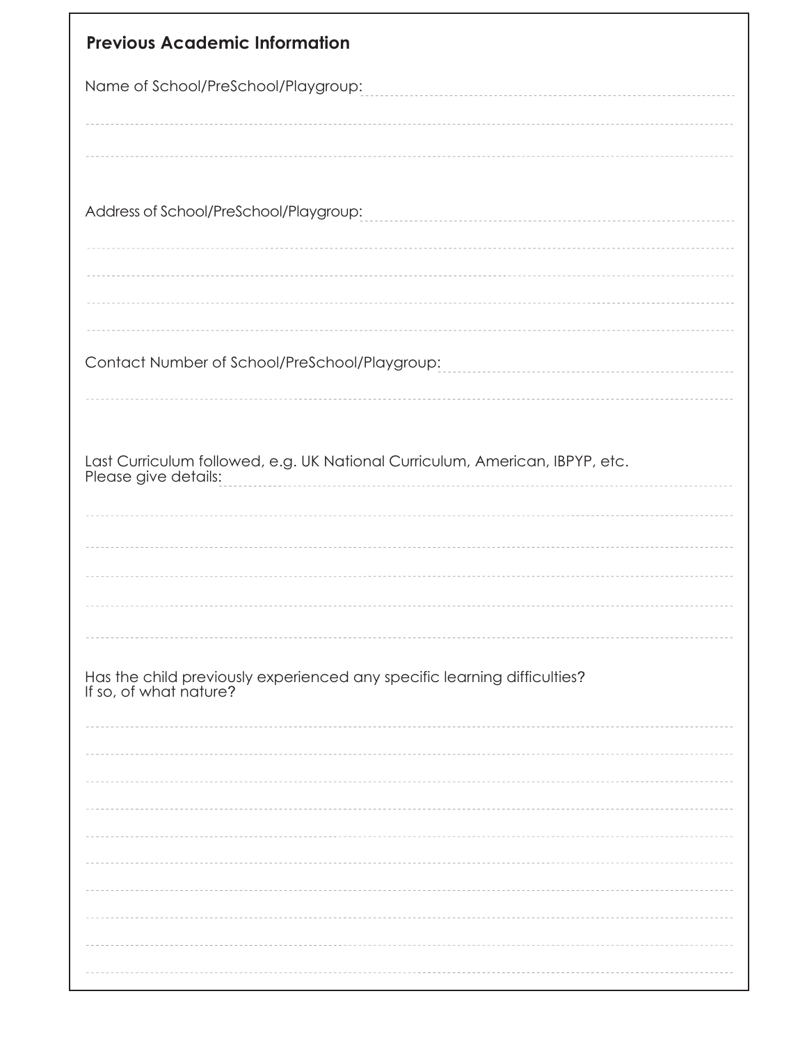## Previous Academic Information

Name of School/PreSchool/Playgroup:

Address of School/PreSchool/Playgroup:

Contact Number of School/PreSchool/Playgroup:

Last Curriculum followed, e.g. UK National Curriculum, American, IBPYP, etc.
Please give details:

Has the child previously experienced any specific learning difficulties?
If so, of what nature?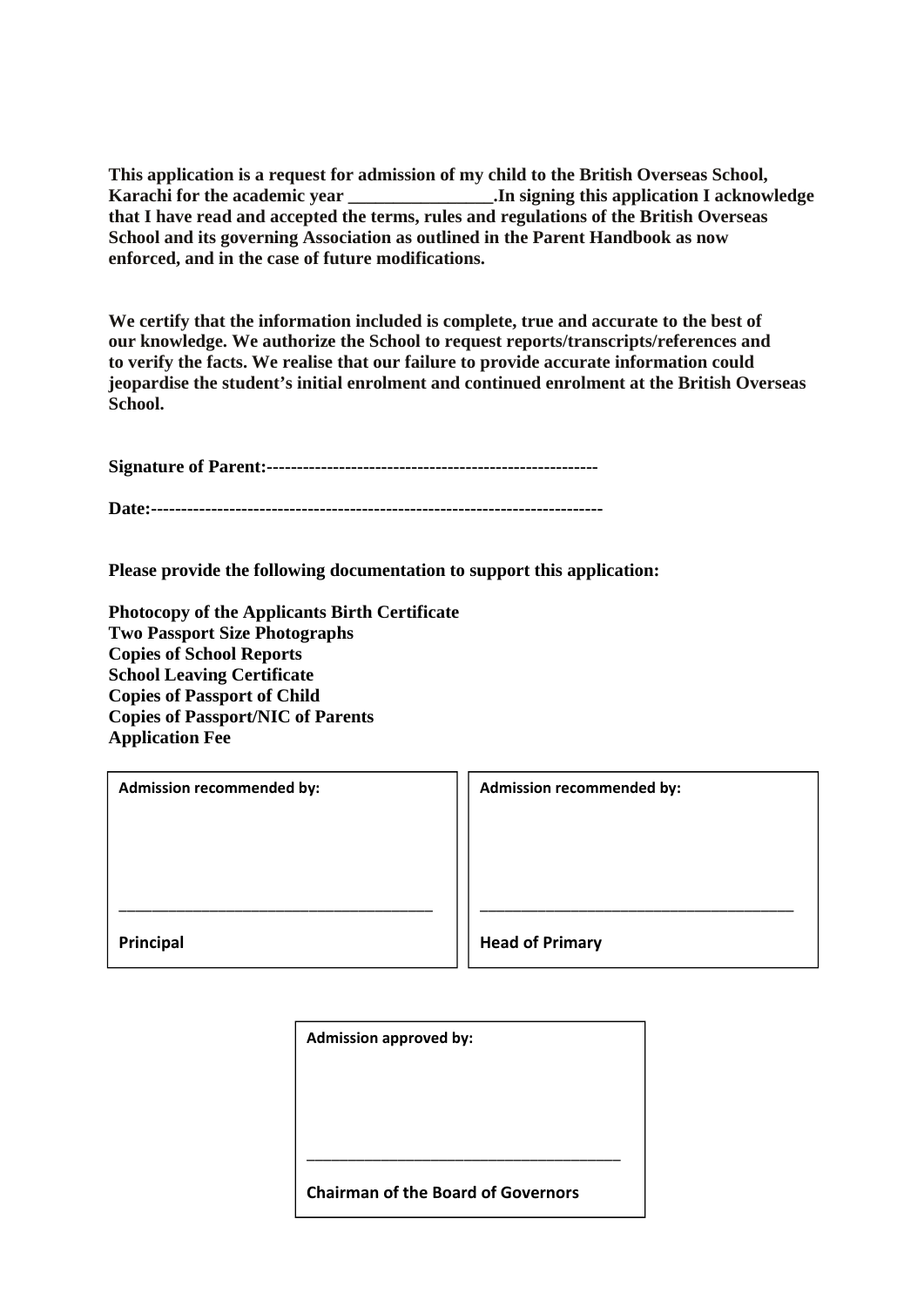**This application is a request for admission of my child to the British Overseas School, Karachi for the academic year ________________.In signing this application I acknowledge that I have read and accepted the terms, rules and regulations of the British Overseas School and its governing Association as outlined in the Parent Handbook as now enforced, and in the case of future modifications.**

**We certify that the information included is complete, true and accurate to the best of our knowledge. We authorize the School to request reports/transcripts/references and to verify the facts. We realise that our failure to provide accurate information could jeopardise the student's initial enrolment and continued enrolment at the British Overseas School.**

**Signature of Parent:-------------------------------------------------------**

**Date:---------------------------------------------------------------------------**

**Please provide the following documentation to support this application:**

**Photocopy of the Applicants Birth Certificate**
**Two Passport Size Photographs**
**Copies of School Reports**
**School Leaving Certificate**
**Copies of Passport of Child**
**Copies of Passport/NIC of Parents**
**Application Fee**

| **Admission recommended by:** | **Admission recommended by:** |
|---|---|
| ______________________________________ | ______________________________________ |
| **Principal** | **Head of Primary** |

| **Admission approved by:** |
|---|
| ______________________________________ |
| **Chairman of the Board of Governors** |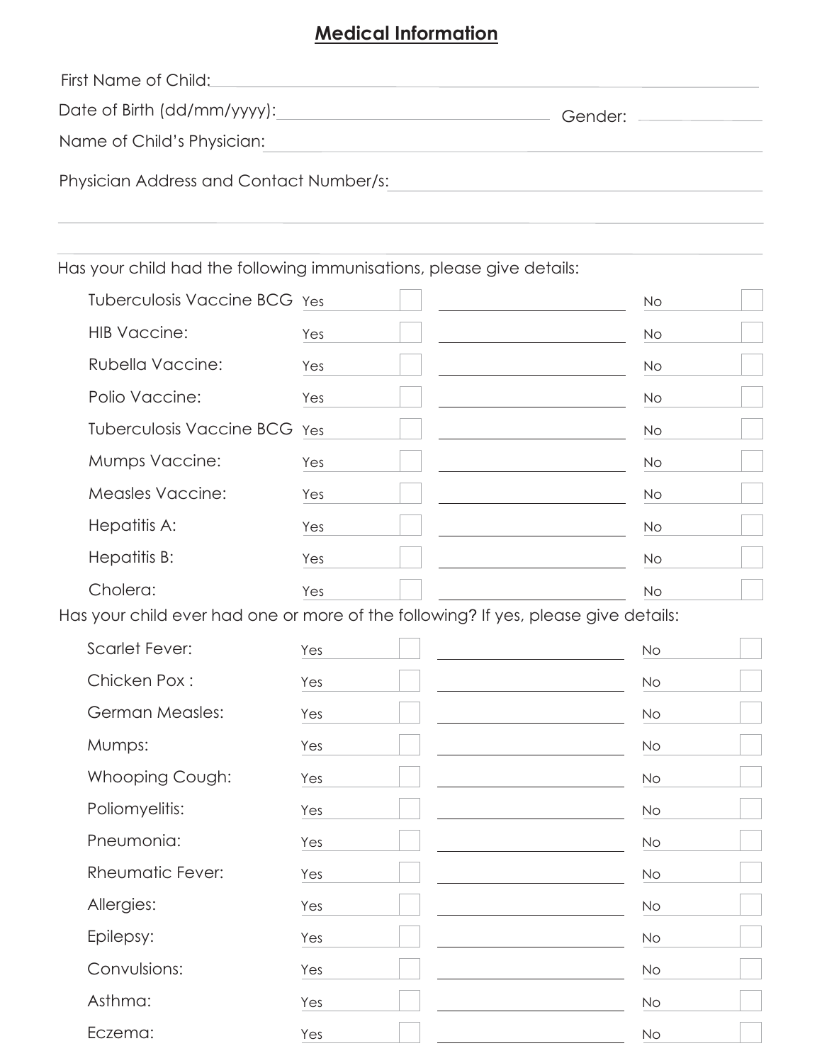# Medical Information

First Name of Child: ____________________

Date of Birth (dd/mm/yyyy): ____________________ Gender: __________

Name of Child's Physician: ____________________

Physician Address and Contact Number/s: ____________________

____________________

____________________

Has your child had the following immunisations, please give details:

| | Yes | | Details | No | |
|---|---|---|---|---|---|
| Tuberculosis Vaccine BCG | Yes | ☐ | | No | ☐ |
| HIB Vaccine: | Yes | ☐ | | No | ☐ |
| Rubella Vaccine: | Yes | ☐ | | No | ☐ |
| Polio Vaccine: | Yes | ☐ | | No | ☐ |
| Tuberculosis Vaccine BCG | Yes | ☐ | | No | ☐ |
| Mumps Vaccine: | Yes | ☐ | | No | ☐ |
| Measles Vaccine: | Yes | ☐ | | No | ☐ |
| Hepatitis A: | Yes | ☐ | | No | ☐ |
| Hepatitis B: | Yes | ☐ | | No | ☐ |
| Cholera: | Yes | ☐ | | No | ☐ |

Has your child ever had one or more of the following? If yes, please give details:

| | Yes | | Details | No | |
|---|---|---|---|---|---|
| Scarlet Fever: | Yes | ☐ | | No | ☐ |
| Chicken Pox : | Yes | ☐ | | No | ☐ |
| German Measles: | Yes | ☐ | | No | ☐ |
| Mumps: | Yes | ☐ | | No | ☐ |
| Whooping Cough: | Yes | ☐ | | No | ☐ |
| Poliomyelitis: | Yes | ☐ | | No | ☐ |
| Pneumonia: | Yes | ☐ | | No | ☐ |
| Rheumatic Fever: | Yes | ☐ | | No | ☐ |
| Allergies: | Yes | ☐ | | No | ☐ |
| Epilepsy: | Yes | ☐ | | No | ☐ |
| Convulsions: | Yes | ☐ | | No | ☐ |
| Asthma: | Yes | ☐ | | No | ☐ |
| Eczema: | Yes | ☐ | | No | ☐ |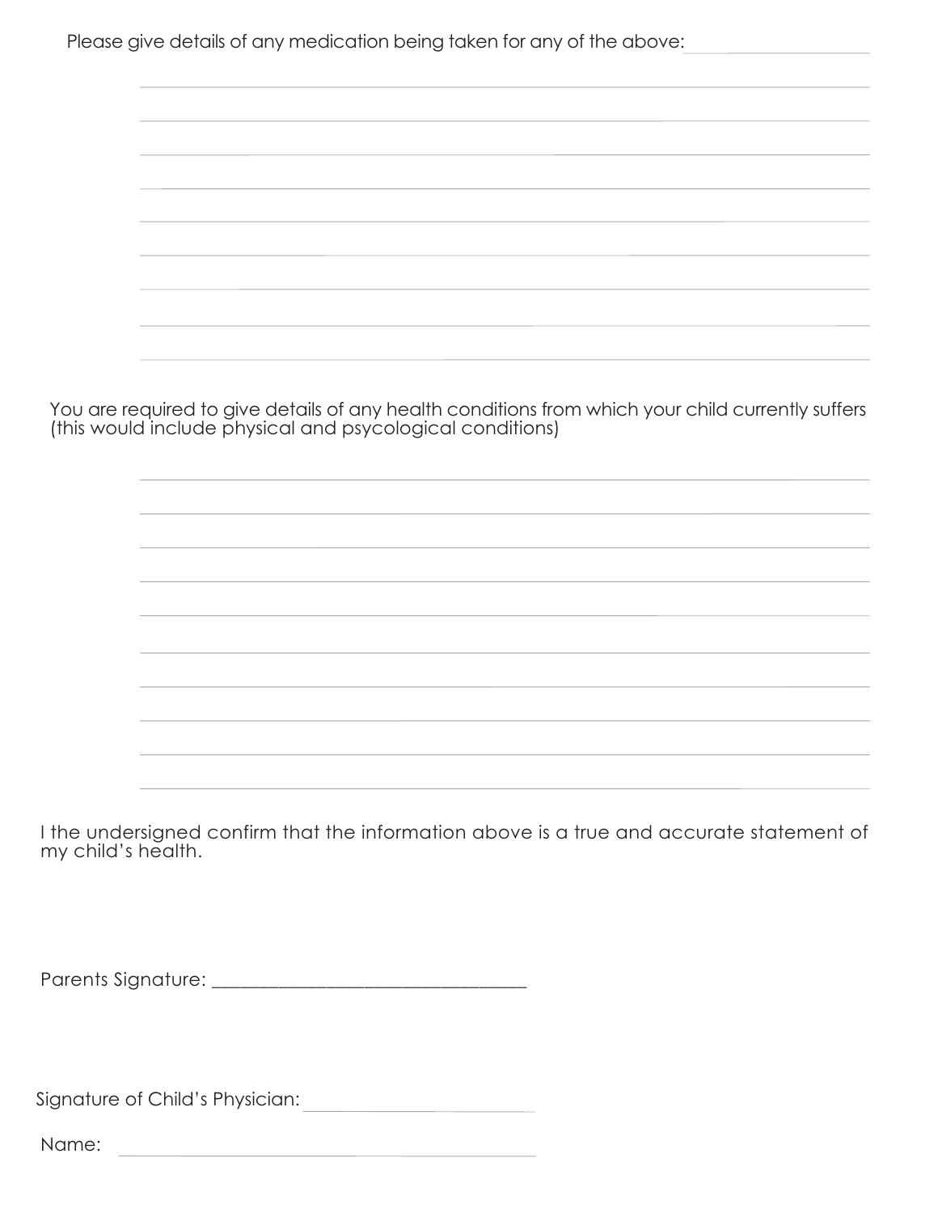Please give details of any medication being taken for any of the above: ______________

______________________________________________________________

______________________________________________________________

______________________________________________________________

______________________________________________________________

______________________________________________________________

______________________________________________________________

______________________________________________________________

______________________________________________________________

______________________________________________________________

You are required to give details of any health conditions from which your child currently suffers (this would include physical and psycological conditions)

______________________________________________________________

______________________________________________________________

______________________________________________________________

______________________________________________________________

______________________________________________________________

______________________________________________________________

______________________________________________________________

______________________________________________________________

______________________________________________________________

______________________________________________________________

I the undersigned confirm that the information above is a true and accurate statement of my child's health.

Parents Signature: ________________________________

Signature of Child's Physician: ______________________

Name: ________________________________